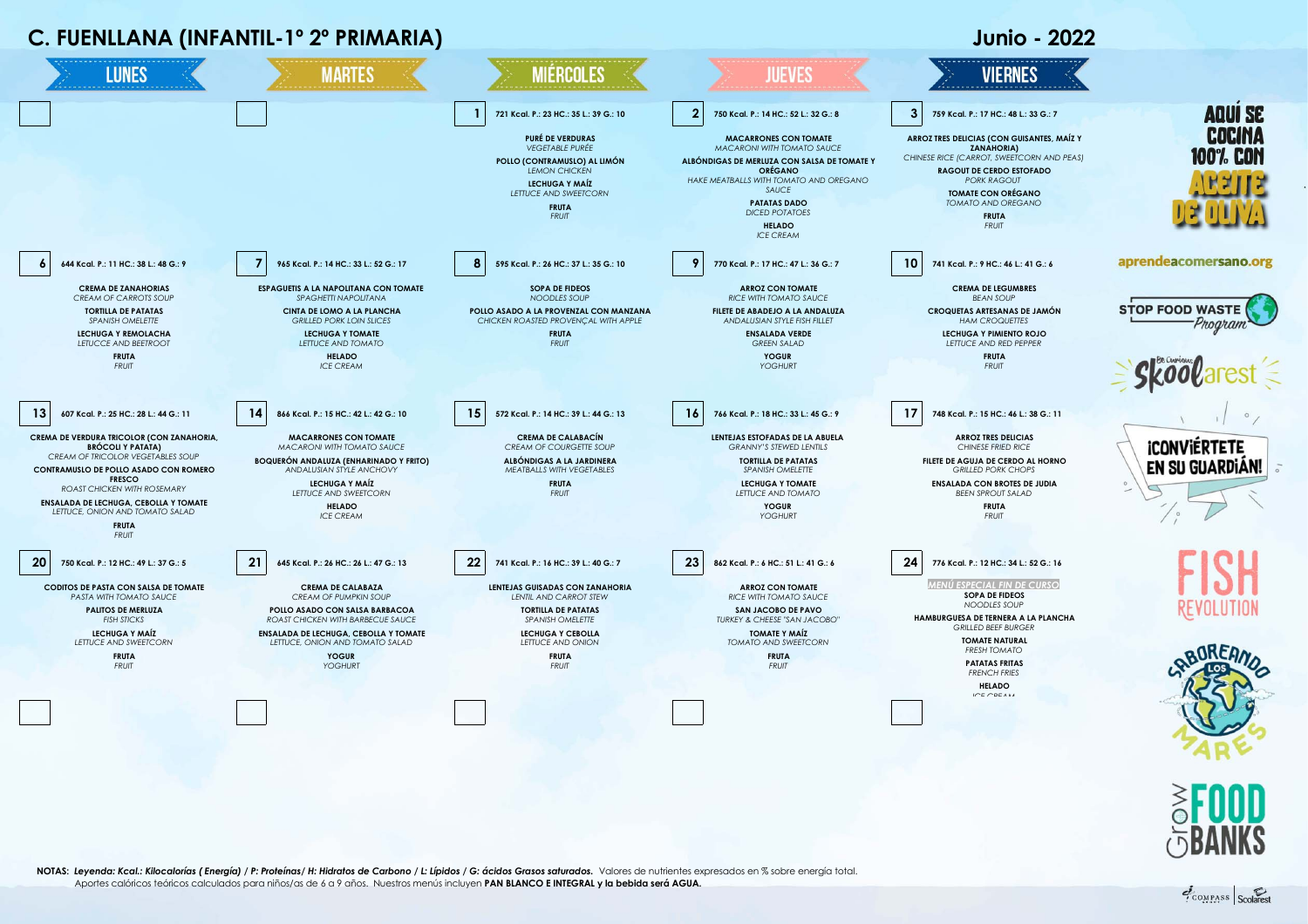# C. FUENLLANA (INFANTIL-1º 2º PRIMARIA)

## Junio - 2022

| LUNES | MARTES | MIÉRCOLES | JUEVES | VIERNES |
|---|---|---|---|---|
| | | **1** 721 Kcal. P.: 23 HC.: 35 L.: 39 G.: 10<br>**PURÉ DE VERDURAS**<br>*VEGETABLE PURÉE*<br>**POLLO (CONTRAMUSLO) AL LIMÓN**<br>*LEMON CHICKEN*<br>**LECHUGA Y MAÍZ**<br>*LETTUCE AND SWEETCORN*<br>**FRUTA**<br>*FRUIT* | **2** 750 Kcal. P.: 14 HC.: 52 L.: 32 G.: 8<br>**MACARRONES CON TOMATE**<br>*MACARONI WITH TOMATO SAUCE*<br>**ALBÓNDIGAS DE MERLUZA CON SALSA DE TOMATE Y ORÉGANO**<br>*HAKE MEATBALLS WITH TOMATO AND OREGANO SAUCE*<br>**PATATAS DADO**<br>*DICED POTATOES*<br>**HELADO**<br>*ICE CREAM* | **3** 759 Kcal. P.: 17 HC.: 48 L.: 33 G.: 7<br>**ARROZ TRES DELICIAS (CON GUISANTES, MAÍZ Y ZANAHORIA)**<br>*CHINESE RICE (CARROT, SWEETCORN AND PEAS)*<br>**RAGOUT DE CERDO ESTOFADO**<br>*PORK RAGOUT*<br>**TOMATE CON ORÉGANO**<br>*TOMATO AND OREGANO*<br>**FRUTA**<br>*FRUIT* |
| **6** 644 Kcal. P.: 11 HC.: 38 L.: 48 G.: 9<br>**CREMA DE ZANAHORIAS**<br>*CREAM OF CARROTS SOUP*<br>**TORTILLA DE PATATAS**<br>*SPANISH OMELETTE*<br>**LECHUGA Y REMOLACHA**<br>*LETUCCE AND BEETROOT*<br>**FRUTA**<br>*FRUIT* | **7** 965 Kcal. P.: 14 HC.: 33 L.: 52 G.: 17<br>**ESPAGUETIS A LA NAPOLITANA CON TOMATE**<br>*SPAGHETTI NAPOLITANA*<br>**CINTA DE LOMO A LA PLANCHA**<br>*GRILLED PORK LOIN SLICES*<br>**LECHUGA Y TOMATE**<br>*LETTUCE AND TOMATO*<br>**HELADO**<br>*ICE CREAM* | **8** 595 Kcal. P.: 26 HC.: 37 L.: 35 G.: 10<br>**SOPA DE FIDEOS**<br>*NOODLES SOUP*<br>**POLLO ASADO A LA PROVENZAL CON MANZANA**<br>*CHICKEN ROASTED PROVENÇAL WITH APPLE*<br>**FRUTA**<br>*FRUIT* | **9** 770 Kcal. P.: 17 HC.: 47 L.: 36 G.: 7<br>**ARROZ CON TOMATE**<br>*RICE WITH TOMATO SAUCE*<br>**FILETE DE ABADEJO A LA ANDALUZA**<br>*ANDALUSIAN STYLE FISH FILLET*<br>**ENSALADA VERDE**<br>*GREEN SALAD*<br>**YOGUR**<br>*YOGHURT* | **10** 741 Kcal. P.: 9 HC.: 46 L.: 41 G.: 6<br>**CREMA DE LEGUMBRES**<br>*BEAN SOUP*<br>**CROQUETAS ARTESANAS DE JAMÓN**<br>*HAM CROQUETTES*<br>**LECHUGA Y PIMIENTO ROJO**<br>*LETTUCE AND RED PEPPER*<br>**FRUTA**<br>*FRUIT* |
| **13** 607 Kcal. P.: 25 HC.: 28 L.: 44 G.: 11<br>**CREMA DE VERDURA TRICOLOR (CON ZANAHORIA, BRÓCOLI Y PATATA)**<br>*CREAM OF TRICOLOR VEGETABLES SOUP*<br>**CONTRAMUSLO DE POLLO ASADO CON ROMERO FRESCO**<br>*ROAST CHICKEN WITH ROSEMARY*<br>**ENSALADA DE LECHUGA, CEBOLLA Y TOMATE**<br>*LETTUCE, ONION AND TOMATO SALAD*<br>**FRUTA**<br>*FRUIT* | **14** 866 Kcal. P.: 15 HC.: 42 L.: 42 G.: 10<br>**MACARRONES CON TOMATE**<br>*MACARONI WITH TOMATO SAUCE*<br>**BOQUERÓN ANDALUZA (ENHARINADO Y FRITO)**<br>*ANDALUSIAN STYLE ANCHOVY*<br>**LECHUGA Y MAÍZ**<br>*LETTUCE AND SWEETCORN*<br>**HELADO**<br>*ICE CREAM* | **15** 572 Kcal. P.: 14 HC.: 39 L.: 44 G.: 13<br>**CREMA DE CALABACÍN**<br>*CREAM OF COURGETTE SOUP*<br>**ALBÓNDIGAS A LA JARDINERA**<br>*MEATBALLS WITH VEGETABLES*<br>**FRUTA**<br>*FRUIT* | **16** 766 Kcal. P.: 18 HC.: 33 L.: 45 G.: 9<br>**LENTEJAS ESTOFADAS DE LA ABUELA**<br>*GRANNY'S STEWED LENTILS*<br>**TORTILLA DE PATATAS**<br>*SPANISH OMELETTE*<br>**LECHUGA Y TOMATE**<br>*LETTUCE AND TOMATO*<br>**YOGUR**<br>*YOGHURT* | **17** 748 Kcal. P.: 15 HC.: 46 L.: 38 G.: 11<br>**ARROZ TRES DELICIAS**<br>*CHINESE FRIED RICE*<br>**FILETE DE AGUJA DE CERDO AL HORNO**<br>*GRILLED PORK CHOPS*<br>**ENSALADA CON BROTES DE JUDIA**<br>*BEEN SPROUT SALAD*<br>**FRUTA**<br>*FRUIT* |
| **20** 750 Kcal. P.: 12 HC.: 49 L.: 37 G.: 5<br>**CODITOS DE PASTA CON SALSA DE TOMATE**<br>*PASTA WITH TOMATO SAUCE*<br>**PALITOS DE MERLUZA**<br>*FISH STICKS*<br>**LECHUGA Y MAÍZ**<br>*LETTUCE AND SWEETCORN*<br>**FRUTA**<br>*FRUIT* | **21** 645 Kcal. P.: 26 HC.: 26 L.: 47 G.: 13<br>**CREMA DE CALABAZA**<br>*CREAM OF PUMPKIN SOUP*<br>**POLLO ASADO CON SALSA BARBACOA**<br>*ROAST CHICKEN WITH BARBECUE SAUCE*<br>**ENSALADA DE LECHUGA, CEBOLLA Y TOMATE**<br>*LETTUCE, ONION AND TOMATO SALAD*<br>**YOGUR**<br>*YOGHURT* | **22** 741 Kcal. P.: 16 HC.: 39 L.: 40 G.: 7<br>**LENTEJAS GUISADAS CON ZANAHORIA**<br>*LENTIL AND CARROT STEW*<br>**TORTILLA DE PATATAS**<br>*SPANISH OMELETTE*<br>**LECHUGA Y CEBOLLA**<br>*LETTUCE AND ONION*<br>**FRUTA**<br>*FRUIT* | **23** 862 Kcal. P.: 6 HC.: 51 L.: 41 G.: 6<br>**ARROZ CON TOMATE**<br>*RICE WITH TOMATO SAUCE*<br>**SAN JACOBO DE PAVO**<br>*TURKEY & CHEESE "SAN JACOBO"*<br>**TOMATE Y MAÍZ**<br>*TOMATO AND SWEETCORN*<br>**FRUTA**<br>*FRUIT* | **24** 776 Kcal. P.: 12 HC.: 34 L.: 52 G.: 16<br>*MENÚ ESPECIAL FIN DE CURSO*<br>**SOPA DE FIDEOS**<br>*NOODLES SOUP*<br>**HAMBURGUESA DE TERNERA A LA PLANCHA**<br>*GRILLED BEEF BURGER*<br>**TOMATE NATURAL**<br>*FRESH TOMATO*<br>**PATATAS FRITAS**<br>*FRENCH FRIES*<br>**HELADO**<br>*ICE CREAM* |
| | | | | |

AQUÍ SE COCINA 100% CON ACEITE DE OLIVA

aprendeacomersano.org

STOP FOOD WASTE Program

Skoolarest

¡CONVIÉRTETE EN SU GUARDIÁN!

FISH REVOLUTION

SABOREANDO LOS MARES

GROW FOOD BANKS

**NOTAS:** ***Leyenda: Kcal.: Kilocalorías ( Energía) / P: Proteínas/ H: Hidratos de Carbono / L: Lípidos / G: ácidos Grasos saturados.*** Valores de nutrientes expresados en % sobre energía total.
Aportes calóricos teóricos calculados para niños/as de 6 a 9 años. Nuestros menús incluyen **PAN BLANCO E INTEGRAL y la bebida será AGUA.**

COMPASS | Scolarest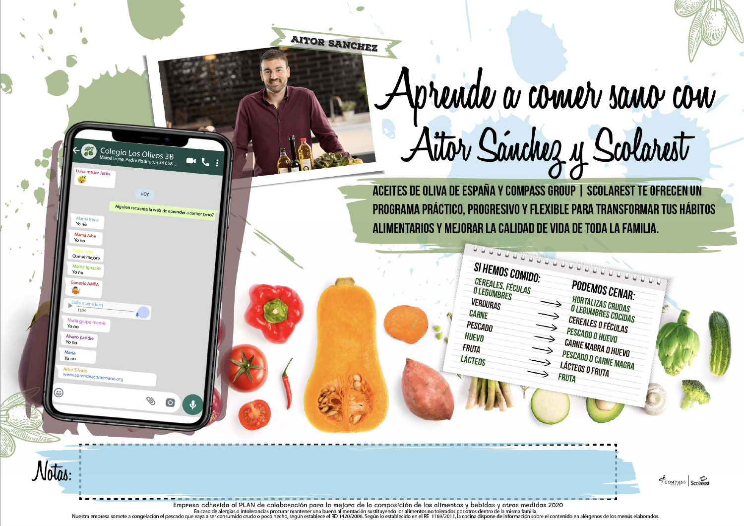AITOR SANCHEZ

# Aprende a comer sano con Aitor Sánchez y Scolarest

ACEITES DE OLIVA DE ESPAÑA Y COMPASS GROUP | SCOLAREST TE OFRECEN UN PROGRAMA PRÁCTICO, PROGRESIVO Y FLEXIBLE PARA TRANSFORMAR TUS HÁBITOS ALIMENTARIOS Y MEJORAR LA CALIDAD DE VIDA DE TODA LA FAMILIA.

Colegio Los Olivos 3B
Mamá Irene, Padre Rodrigo, +34 658...

Luisa madre Jesús

HOY

Alguien recuerda la web de aprender a comer sano?

Mamá Irene
Yo no

Mamá Alba
Yo no

Papá Julia
Que se mejore

Mamá Ignacio
Yo no

Gonzalo AMPA

Sofía mamá Juan
13:54

Nuria grupo mamis
Yo no

Álvaro paddle
Yo no

María
Yo no

Aitor S Nutri
www.aprendeacomersano.org

| SI HEMOS COMIDO: | PODEMOS CENAR: |
|---|---|
| CEREALES, FÉCULAS O LEGUMBRES | HORTALIZAS CRUDAS O LEGUMBRES COCIDAS |
| VERDURAS | CEREALES O FÉCULAS |
| CARNE | PESCADO O HUEVO |
| PESCADO | CARNE MAGRA O HUEVO |
| HUEVO | PESCADO O CARNE MAGRA |
| FRUTA | LÁCTEOS O FRUTA |
| LÁCTEOS | FRUTA |

Notas:

Empresa adherida al PLAN de colaboración para la mejora de la composición de los alimentos y bebidas y otras medidas 2020

En caso de alergias o intolerancias procurar mantener una buena alimentación sustituyendo los alimentos no tolerados por otros dentro de la misma familia.

Nuestra empresa somete a congelación el pescado que vaya a ser consumido crudo o poco hecho, según establece el RD 1420/2006. Según lo establecido en el RE 1169/2011, la cocina dispone de información sobre el contenido en alérgenos de los menús elaborados.